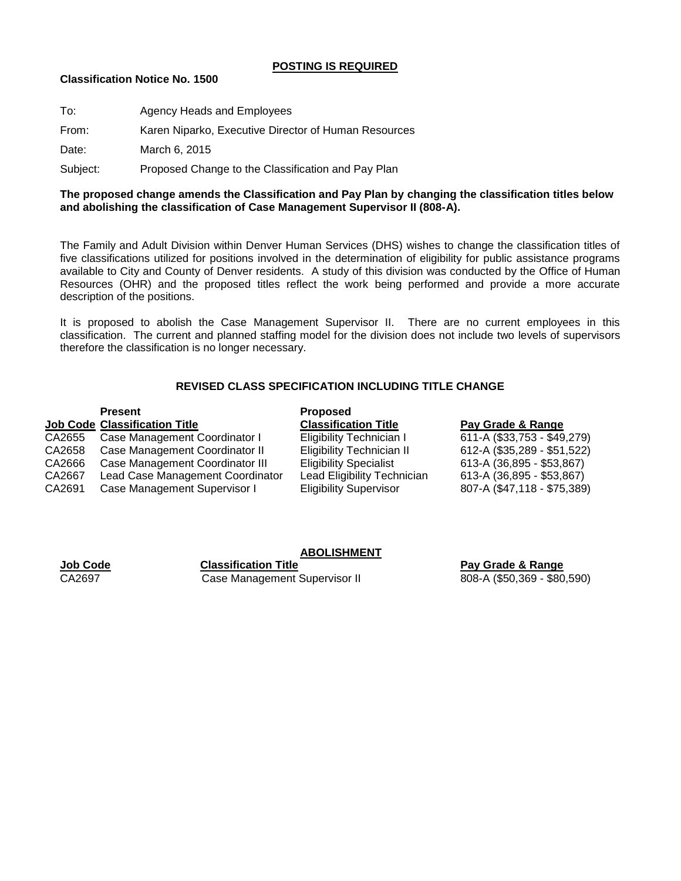**POSTING IS REQUIRED**

**Classification Notice No. 1500**

To: Agency Heads and Employees

From: Karen Niparko, Executive Director of Human Resources

Date: March 6, 2015

Subject: Proposed Change to the Classification and Pay Plan

**The proposed change amends the Classification and Pay Plan by changing the classification titles below and abolishing the classification of Case Management Supervisor II (808-A).**

The Family and Adult Division within Denver Human Services (DHS) wishes to change the classification titles of five classifications utilized for positions involved in the determination of eligibility for public assistance programs available to City and County of Denver residents. A study of this division was conducted by the Office of Human Resources (OHR) and the proposed titles reflect the work being performed and provide a more accurate description of the positions.

It is proposed to abolish the Case Management Supervisor II. There are no current employees in this classification. The current and planned staffing model for the division does not include two levels of supervisors therefore the classification is no longer necessary.

**REVISED CLASS SPECIFICATION INCLUDING TITLE CHANGE**

| Job Code | Present Classification Title | Proposed Classification Title | Pay Grade & Range |
|---|---|---|---|
| CA2655 | Case Management Coordinator I | Eligibility Technician I | 611-A ($33,753 - $49,279) |
| CA2658 | Case Management Coordinator II | Eligibility Technician II | 612-A ($35,289 - $51,522) |
| CA2666 | Case Management Coordinator III | Eligibility Specialist | 613-A (36,895 - $53,867) |
| CA2667 | Lead Case Management Coordinator | Lead Eligibility Technician | 613-A (36,895 - $53,867) |
| CA2691 | Case Management Supervisor I | Eligibility Supervisor | 807-A ($47,118 - $75,389) |

**ABOLISHMENT**

| Job Code | Classification Title | Pay Grade & Range |
|---|---|---|
| CA2697 | Case Management Supervisor II | 808-A ($50,369 - $80,590) |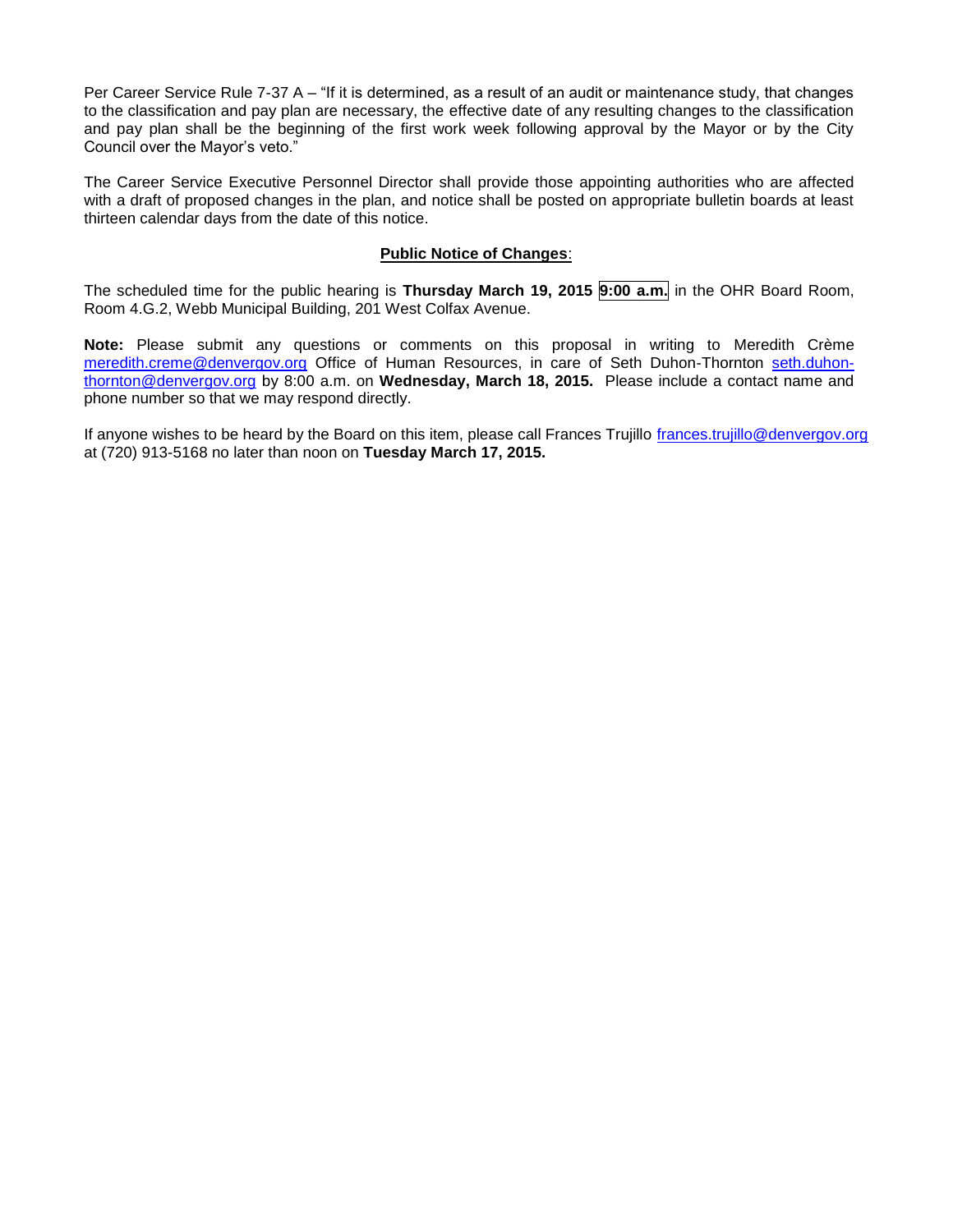Per Career Service Rule 7-37 A – "If it is determined, as a result of an audit or maintenance study, that changes to the classification and pay plan are necessary, the effective date of any resulting changes to the classification and pay plan shall be the beginning of the first work week following approval by the Mayor or by the City Council over the Mayor's veto."

The Career Service Executive Personnel Director shall provide those appointing authorities who are affected with a draft of proposed changes in the plan, and notice shall be posted on appropriate bulletin boards at least thirteen calendar days from the date of this notice.

**Public Notice of Changes**:

The scheduled time for the public hearing is **Thursday March 19, 2015 9:00 a.m.** in the OHR Board Room, Room 4.G.2, Webb Municipal Building, 201 West Colfax Avenue.

**Note:** Please submit any questions or comments on this proposal in writing to Meredith Crème meredith.creme@denvergov.org Office of Human Resources, in care of Seth Duhon-Thornton seth.duhon-thornton@denvergov.org by 8:00 a.m. on **Wednesday, March 18, 2015.** Please include a contact name and phone number so that we may respond directly.

If anyone wishes to be heard by the Board on this item, please call Frances Trujillo frances.trujillo@denvergov.org at (720) 913-5168 no later than noon on **Tuesday March 17, 2015.**